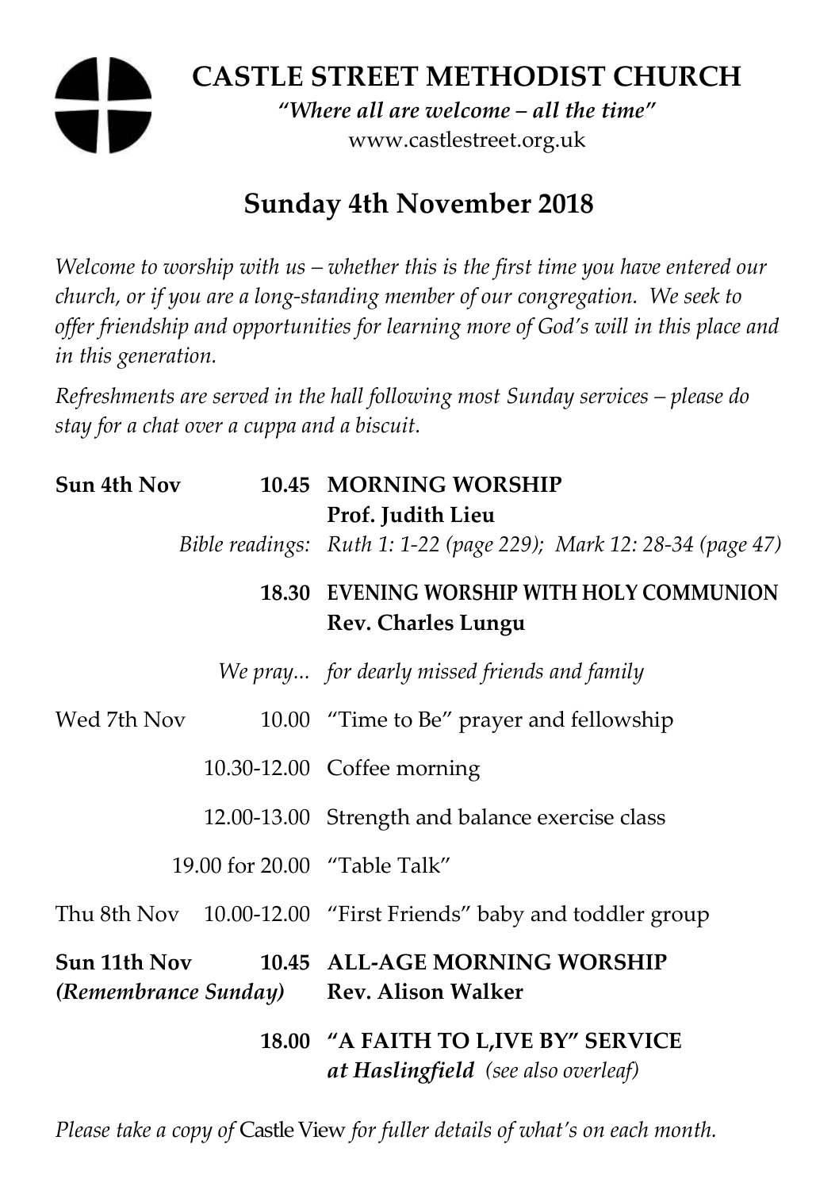# CASTLE STREET METHODIST CHURCH

*"Where all are welcome – all the time"*
www.castlestreet.org.uk

## Sunday 4th November 2018

*Welcome to worship with us – whether this is the first time you have entered our church, or if you are a long-standing member of our congregation. We seek to offer friendship and opportunities for learning more of God's will in this place and in this generation.*

*Refreshments are served in the hall following most Sunday services – please do stay for a chat over a cuppa and a biscuit.*

| | | |
|---|---|---|
| **Sun 4th Nov** | **10.45** | **MORNING WORSHIP**<br>**Prof. Judith Lieu** |
| | *Bible readings:* | *Ruth 1: 1-22 (page 229); Mark 12: 28-34 (page 47)* |
| | **18.30** | **EVENING WORSHIP WITH HOLY COMMUNION**<br>**Rev. Charles Lungu** |
| | *We pray...* | *for dearly missed friends and family* |
| Wed 7th Nov | 10.00 | "Time to Be" prayer and fellowship |
| | 10.30-12.00 | Coffee morning |
| | 12.00-13.00 | Strength and balance exercise class |
| | 19.00 for 20.00 | "Table Talk" |
| Thu 8th Nov | 10.00-12.00 | "First Friends" baby and toddler group |
| **Sun 11th Nov**<br>***(Remembrance Sunday)*** | **10.45** | **ALL-AGE MORNING WORSHIP**<br>**Rev. Alison Walker** |
| | **18.00** | **"A FAITH TO L,IVE BY" SERVICE**<br>***at Haslingfield*** *(see also overleaf)* |

*Please take a copy of* Castle View *for fuller details of what's on each month.*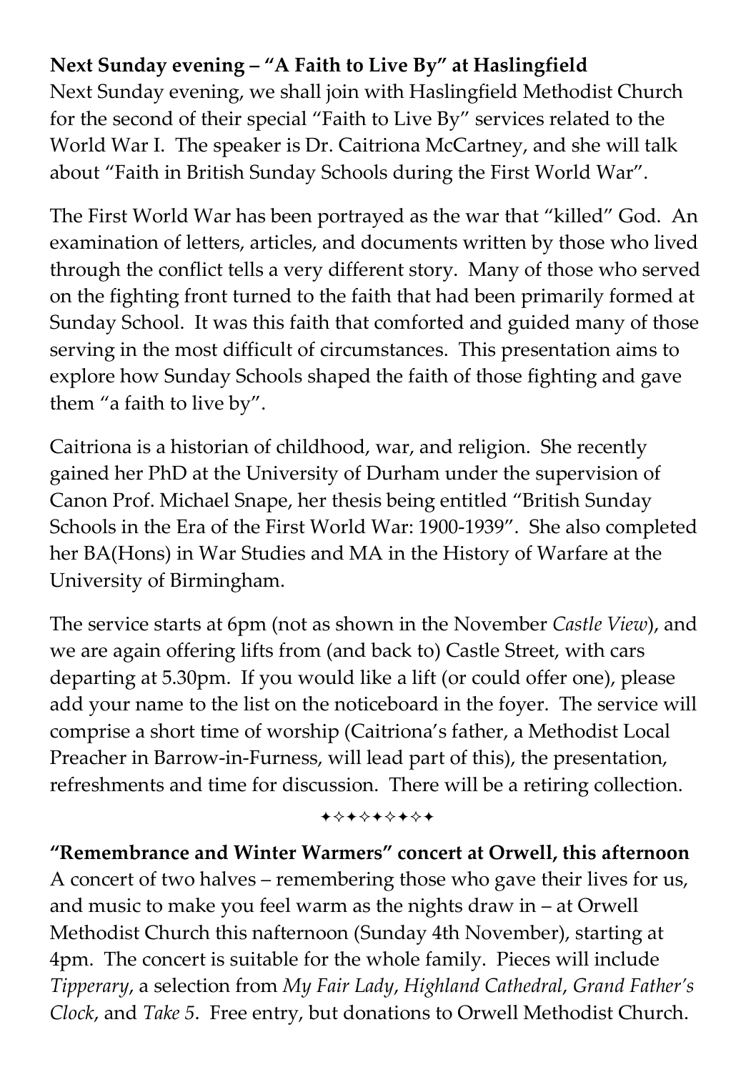**Next Sunday evening – "A Faith to Live By" at Haslingfield**

Next Sunday evening, we shall join with Haslingfield Methodist Church for the second of their special "Faith to Live By" services related to the World War I. The speaker is Dr. Caitriona McCartney, and she will talk about "Faith in British Sunday Schools during the First World War".

The First World War has been portrayed as the war that "killed" God. An examination of letters, articles, and documents written by those who lived through the conflict tells a very different story. Many of those who served on the fighting front turned to the faith that had been primarily formed at Sunday School. It was this faith that comforted and guided many of those serving in the most difficult of circumstances. This presentation aims to explore how Sunday Schools shaped the faith of those fighting and gave them "a faith to live by".

Caitriona is a historian of childhood, war, and religion. She recently gained her PhD at the University of Durham under the supervision of Canon Prof. Michael Snape, her thesis being entitled "British Sunday Schools in the Era of the First World War: 1900-1939". She also completed her BA(Hons) in War Studies and MA in the History of Warfare at the University of Birmingham.

The service starts at 6pm (not as shown in the November *Castle View*), and we are again offering lifts from (and back to) Castle Street, with cars departing at 5.30pm. If you would like a lift (or could offer one), please add your name to the list on the noticeboard in the foyer. The service will comprise a short time of worship (Caitriona's father, a Methodist Local Preacher in Barrow-in-Furness, will lead part of this), the presentation, refreshments and time for discussion. There will be a retiring collection.

✦✧✦✧✦✧✦✧✦

**"Remembrance and Winter Warmers" concert at Orwell, this afternoon**

A concert of two halves – remembering those who gave their lives for us, and music to make you feel warm as the nights draw in – at Orwell Methodist Church this nafternoon (Sunday 4th November), starting at 4pm. The concert is suitable for the whole family. Pieces will include *Tipperary*, a selection from *My Fair Lady*, *Highland Cathedral*, *Grand Father's Clock*, and *Take 5*. Free entry, but donations to Orwell Methodist Church.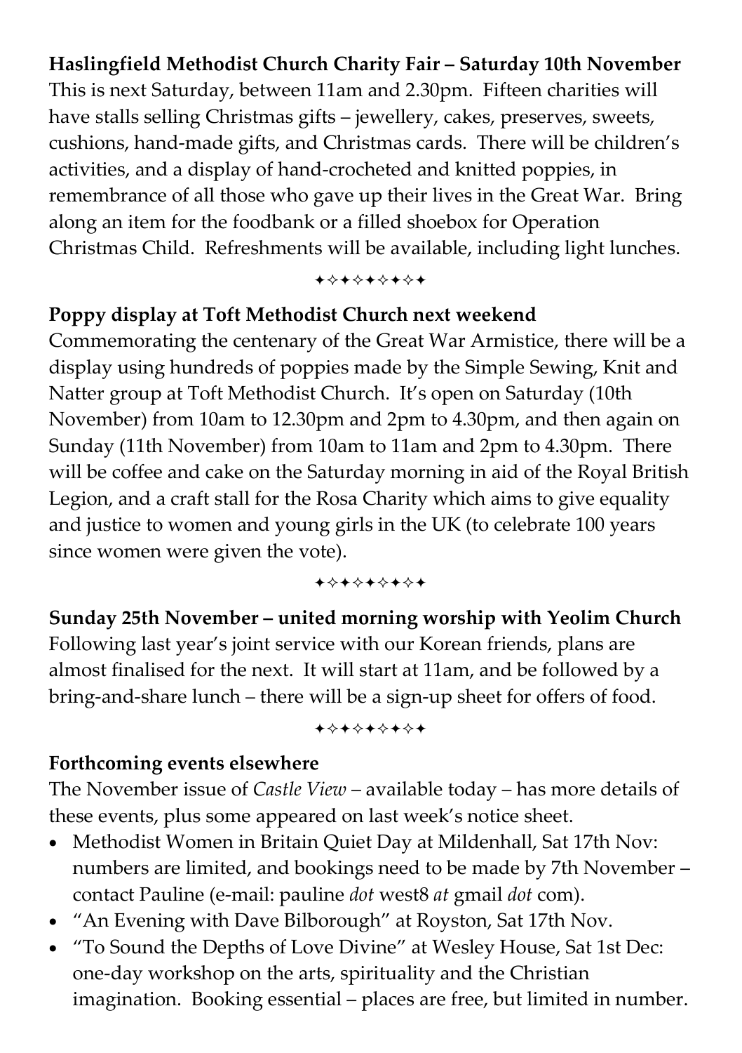**Haslingfield Methodist Church Charity Fair – Saturday 10th November**

This is next Saturday, between 11am and 2.30pm. Fifteen charities will have stalls selling Christmas gifts – jewellery, cakes, preserves, sweets, cushions, hand-made gifts, and Christmas cards. There will be children's activities, and a display of hand-crocheted and knitted poppies, in remembrance of all those who gave up their lives in the Great War. Bring along an item for the foodbank or a filled shoebox for Operation Christmas Child. Refreshments will be available, including light lunches.

✦✧✦✧✦✧✦✧✦

**Poppy display at Toft Methodist Church next weekend**

Commemorating the centenary of the Great War Armistice, there will be a display using hundreds of poppies made by the Simple Sewing, Knit and Natter group at Toft Methodist Church. It's open on Saturday (10th November) from 10am to 12.30pm and 2pm to 4.30pm, and then again on Sunday (11th November) from 10am to 11am and 2pm to 4.30pm. There will be coffee and cake on the Saturday morning in aid of the Royal British Legion, and a craft stall for the Rosa Charity which aims to give equality and justice to women and young girls in the UK (to celebrate 100 years since women were given the vote).

✦✧✦✧✦✧✦✧✦

**Sunday 25th November – united morning worship with Yeolim Church**

Following last year's joint service with our Korean friends, plans are almost finalised for the next. It will start at 11am, and be followed by a bring-and-share lunch – there will be a sign-up sheet for offers of food.

✦✧✦✧✦✧✦✧✦

**Forthcoming events elsewhere**

The November issue of *Castle View* – available today – has more details of these events, plus some appeared on last week's notice sheet.

- Methodist Women in Britain Quiet Day at Mildenhall, Sat 17th Nov: numbers are limited, and bookings need to be made by 7th November – contact Pauline (e-mail: pauline *dot* west8 *at* gmail *dot* com).
- "An Evening with Dave Bilborough" at Royston, Sat 17th Nov.
- "To Sound the Depths of Love Divine" at Wesley House, Sat 1st Dec: one-day workshop on the arts, spirituality and the Christian imagination. Booking essential – places are free, but limited in number.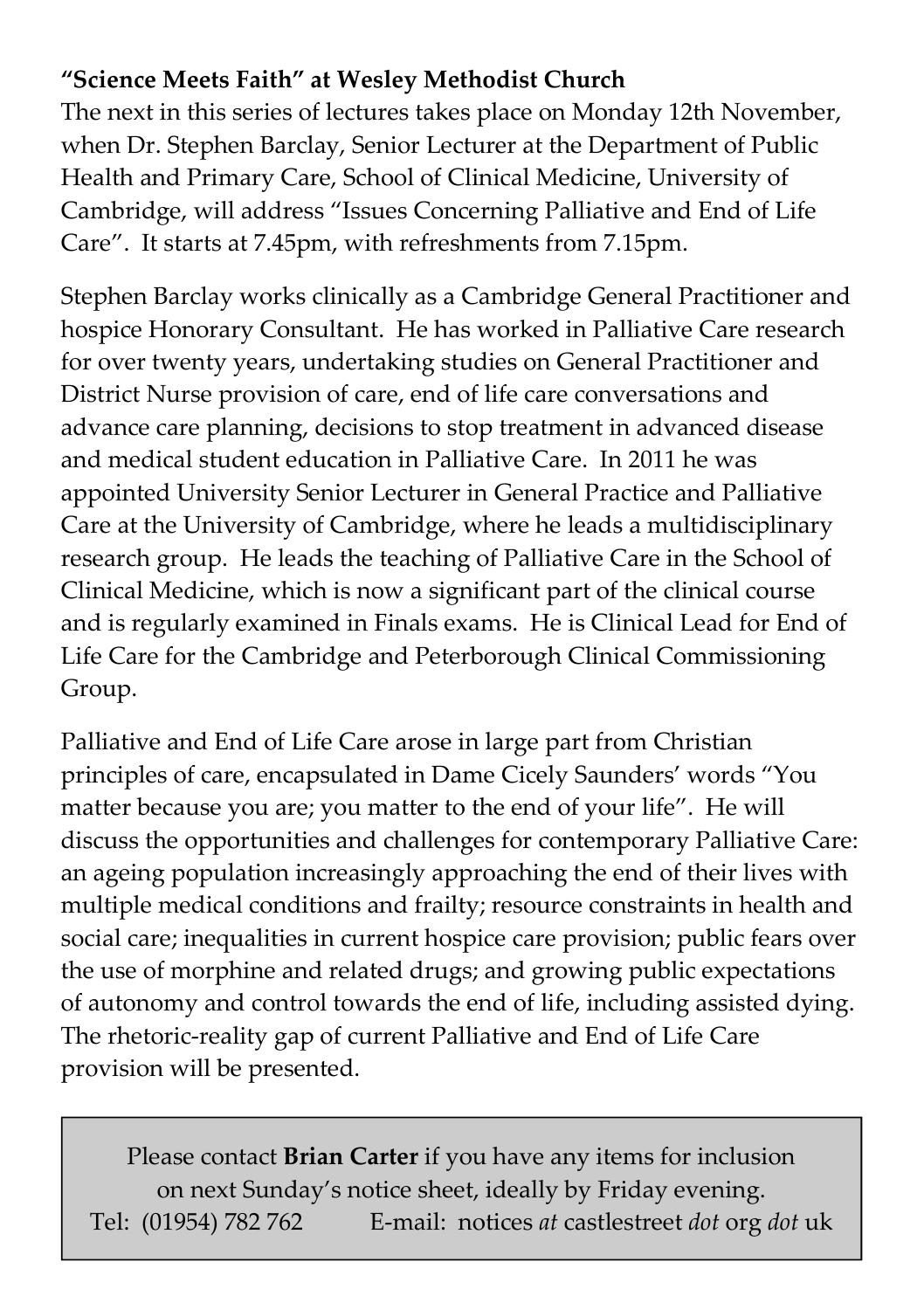**"Science Meets Faith" at Wesley Methodist Church**

The next in this series of lectures takes place on Monday 12th November, when Dr. Stephen Barclay, Senior Lecturer at the Department of Public Health and Primary Care, School of Clinical Medicine, University of Cambridge, will address "Issues Concerning Palliative and End of Life Care". It starts at 7.45pm, with refreshments from 7.15pm.

Stephen Barclay works clinically as a Cambridge General Practitioner and hospice Honorary Consultant. He has worked in Palliative Care research for over twenty years, undertaking studies on General Practitioner and District Nurse provision of care, end of life care conversations and advance care planning, decisions to stop treatment in advanced disease and medical student education in Palliative Care. In 2011 he was appointed University Senior Lecturer in General Practice and Palliative Care at the University of Cambridge, where he leads a multidisciplinary research group. He leads the teaching of Palliative Care in the School of Clinical Medicine, which is now a significant part of the clinical course and is regularly examined in Finals exams. He is Clinical Lead for End of Life Care for the Cambridge and Peterborough Clinical Commissioning Group.

Palliative and End of Life Care arose in large part from Christian principles of care, encapsulated in Dame Cicely Saunders' words "You matter because you are; you matter to the end of your life". He will discuss the opportunities and challenges for contemporary Palliative Care: an ageing population increasingly approaching the end of their lives with multiple medical conditions and frailty; resource constraints in health and social care; inequalities in current hospice care provision; public fears over the use of morphine and related drugs; and growing public expectations of autonomy and control towards the end of life, including assisted dying. The rhetoric-reality gap of current Palliative and End of Life Care provision will be presented.

Please contact **Brian Carter** if you have any items for inclusion on next Sunday's notice sheet, ideally by Friday evening.
Tel: (01954) 782 762 E-mail: notices *at* castlestreet *dot* org *dot* uk